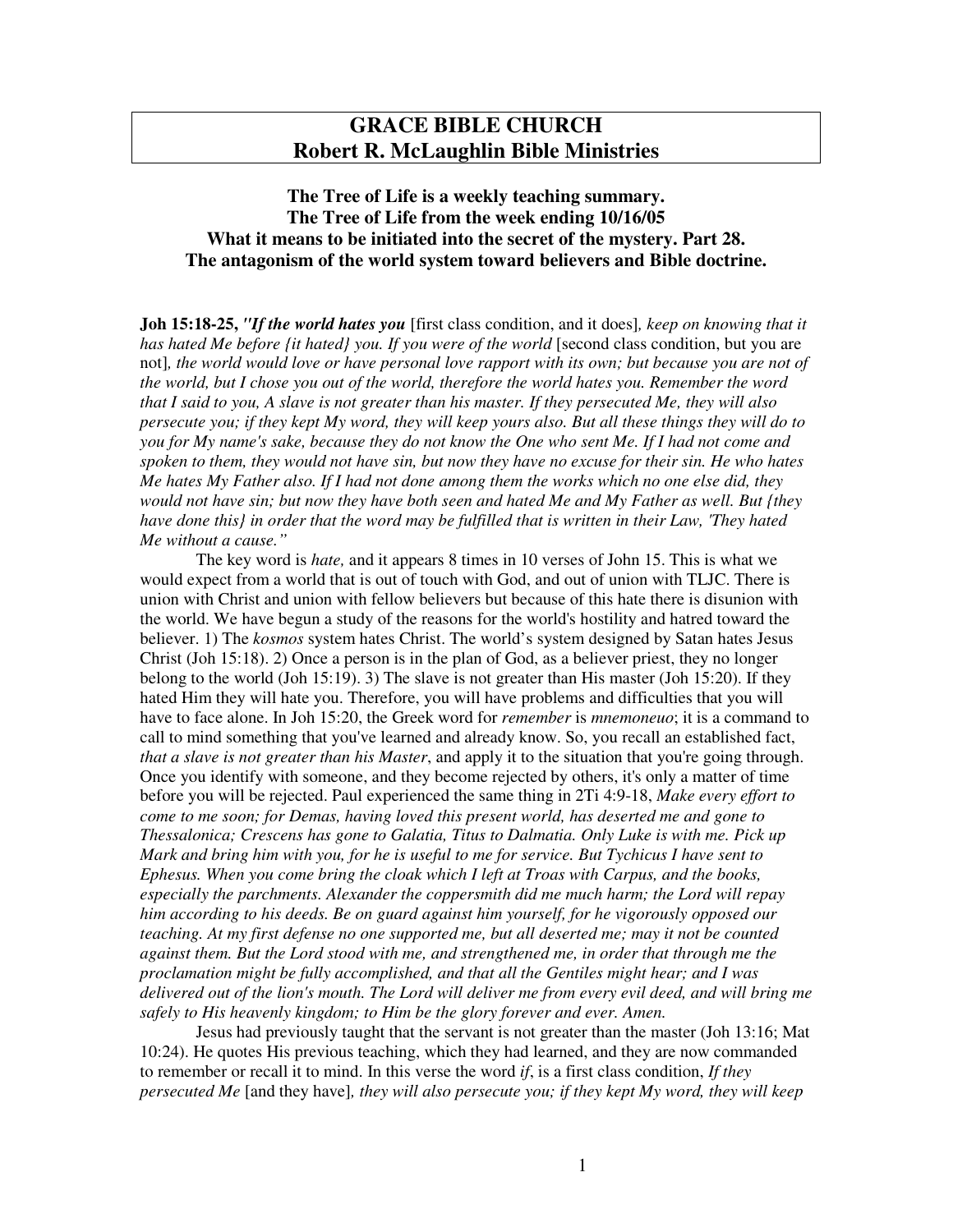# GRACE BIBLE CHURCH
# Robert R. McLaughlin Bible Ministries

**The Tree of Life is a weekly teaching summary.**
**The Tree of Life from the week ending 10/16/05**
**What it means to be initiated into the secret of the mystery. Part 28.**
**The antagonism of the world system toward believers and Bible doctrine.**

**Joh 15:18-25,** ***"If the world hates you*** [first class condition, and it does]*, keep on knowing that it has hated Me before {it hated} you. If you were of the world* [second class condition, but you are not]*, the world would love or have personal love rapport with its own; but because you are not of the world, but I chose you out of the world, therefore the world hates you. Remember the word that I said to you, A slave is not greater than his master. If they persecuted Me, they will also persecute you; if they kept My word, they will keep yours also. But all these things they will do to you for My name's sake, because they do not know the One who sent Me. If I had not come and spoken to them, they would not have sin, but now they have no excuse for their sin. He who hates Me hates My Father also. If I had not done among them the works which no one else did, they would not have sin; but now they have both seen and hated Me and My Father as well. But {they have done this} in order that the word may be fulfilled that is written in their Law, 'They hated Me without a cause."*

The key word is *hate,* and it appears 8 times in 10 verses of John 15. This is what we would expect from a world that is out of touch with God, and out of union with TLJC. There is union with Christ and union with fellow believers but because of this hate there is disunion with the world. We have begun a study of the reasons for the world's hostility and hatred toward the believer. 1) The *kosmos* system hates Christ. The world's system designed by Satan hates Jesus Christ (Joh 15:18). 2) Once a person is in the plan of God, as a believer priest, they no longer belong to the world (Joh 15:19). 3) The slave is not greater than His master (Joh 15:20). If they hated Him they will hate you. Therefore, you will have problems and difficulties that you will have to face alone. In Joh 15:20, the Greek word for *remember* is *mnemoneuo*; it is a command to call to mind something that you've learned and already know. So, you recall an established fact, *that a slave is not greater than his Master*, and apply it to the situation that you're going through. Once you identify with someone, and they become rejected by others, it's only a matter of time before you will be rejected. Paul experienced the same thing in 2Ti 4:9-18, *Make every effort to come to me soon; for Demas, having loved this present world, has deserted me and gone to Thessalonica; Crescens has gone to Galatia, Titus to Dalmatia. Only Luke is with me. Pick up Mark and bring him with you, for he is useful to me for service. But Tychicus I have sent to Ephesus. When you come bring the cloak which I left at Troas with Carpus, and the books, especially the parchments. Alexander the coppersmith did me much harm; the Lord will repay him according to his deeds. Be on guard against him yourself, for he vigorously opposed our teaching. At my first defense no one supported me, but all deserted me; may it not be counted against them. But the Lord stood with me, and strengthened me, in order that through me the proclamation might be fully accomplished, and that all the Gentiles might hear; and I was delivered out of the lion's mouth. The Lord will deliver me from every evil deed, and will bring me safely to His heavenly kingdom; to Him be the glory forever and ever. Amen.*

Jesus had previously taught that the servant is not greater than the master (Joh 13:16; Mat 10:24). He quotes His previous teaching, which they had learned, and they are now commanded to remember or recall it to mind. In this verse the word *if*, is a first class condition, *If they persecuted Me* [and they have]*, they will also persecute you; if they kept My word, they will keep*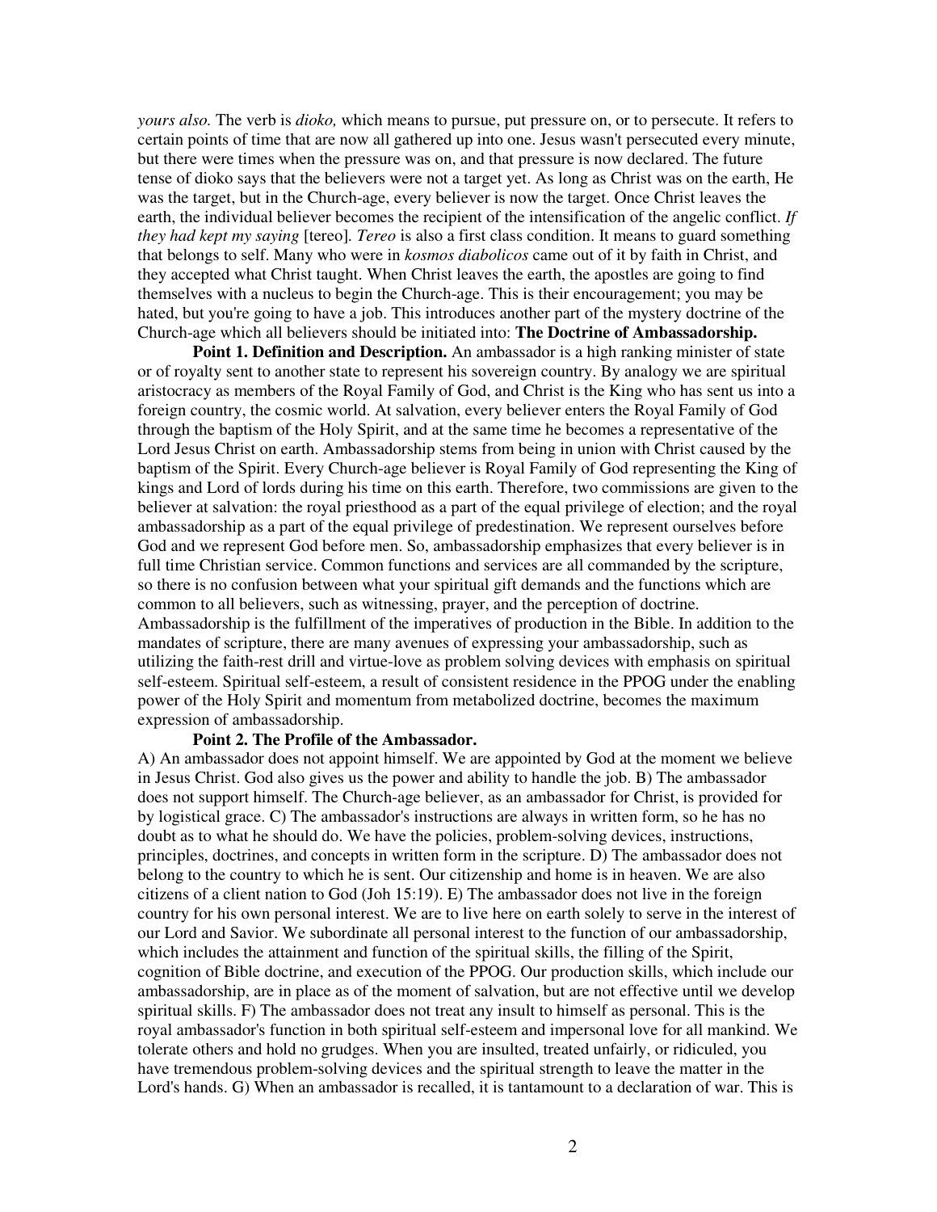*yours also.* The verb is *dioko,* which means to pursue, put pressure on, or to persecute. It refers to certain points of time that are now all gathered up into one. Jesus wasn't persecuted every minute, but there were times when the pressure was on, and that pressure is now declared. The future tense of dioko says that the believers were not a target yet. As long as Christ was on the earth, He was the target, but in the Church-age, every believer is now the target. Once Christ leaves the earth, the individual believer becomes the recipient of the intensification of the angelic conflict. *If they had kept my saying* [tereo]. *Tereo* is also a first class condition. It means to guard something that belongs to self. Many who were in *kosmos diabolicos* came out of it by faith in Christ, and they accepted what Christ taught. When Christ leaves the earth, the apostles are going to find themselves with a nucleus to begin the Church-age. This is their encouragement; you may be hated, but you're going to have a job. This introduces another part of the mystery doctrine of the Church-age which all believers should be initiated into: **The Doctrine of Ambassadorship.**

**Point 1. Definition and Description.** An ambassador is a high ranking minister of state or of royalty sent to another state to represent his sovereign country. By analogy we are spiritual aristocracy as members of the Royal Family of God, and Christ is the King who has sent us into a foreign country, the cosmic world. At salvation, every believer enters the Royal Family of God through the baptism of the Holy Spirit, and at the same time he becomes a representative of the Lord Jesus Christ on earth. Ambassadorship stems from being in union with Christ caused by the baptism of the Spirit. Every Church-age believer is Royal Family of God representing the King of kings and Lord of lords during his time on this earth. Therefore, two commissions are given to the believer at salvation: the royal priesthood as a part of the equal privilege of election; and the royal ambassadorship as a part of the equal privilege of predestination. We represent ourselves before God and we represent God before men. So, ambassadorship emphasizes that every believer is in full time Christian service. Common functions and services are all commanded by the scripture, so there is no confusion between what your spiritual gift demands and the functions which are common to all believers, such as witnessing, prayer, and the perception of doctrine. Ambassadorship is the fulfillment of the imperatives of production in the Bible. In addition to the mandates of scripture, there are many avenues of expressing your ambassadorship, such as utilizing the faith-rest drill and virtue-love as problem solving devices with emphasis on spiritual self-esteem. Spiritual self-esteem, a result of consistent residence in the PPOG under the enabling power of the Holy Spirit and momentum from metabolized doctrine, becomes the maximum expression of ambassadorship.

**Point 2. The Profile of the Ambassador.**

A) An ambassador does not appoint himself. We are appointed by God at the moment we believe in Jesus Christ. God also gives us the power and ability to handle the job. B) The ambassador does not support himself. The Church-age believer, as an ambassador for Christ, is provided for by logistical grace. C) The ambassador's instructions are always in written form, so he has no doubt as to what he should do. We have the policies, problem-solving devices, instructions, principles, doctrines, and concepts in written form in the scripture. D) The ambassador does not belong to the country to which he is sent. Our citizenship and home is in heaven. We are also citizens of a client nation to God (Joh 15:19). E) The ambassador does not live in the foreign country for his own personal interest. We are to live here on earth solely to serve in the interest of our Lord and Savior. We subordinate all personal interest to the function of our ambassadorship, which includes the attainment and function of the spiritual skills, the filling of the Spirit, cognition of Bible doctrine, and execution of the PPOG. Our production skills, which include our ambassadorship, are in place as of the moment of salvation, but are not effective until we develop spiritual skills. F) The ambassador does not treat any insult to himself as personal. This is the royal ambassador's function in both spiritual self-esteem and impersonal love for all mankind. We tolerate others and hold no grudges. When you are insulted, treated unfairly, or ridiculed, you have tremendous problem-solving devices and the spiritual strength to leave the matter in the Lord's hands. G) When an ambassador is recalled, it is tantamount to a declaration of war. This is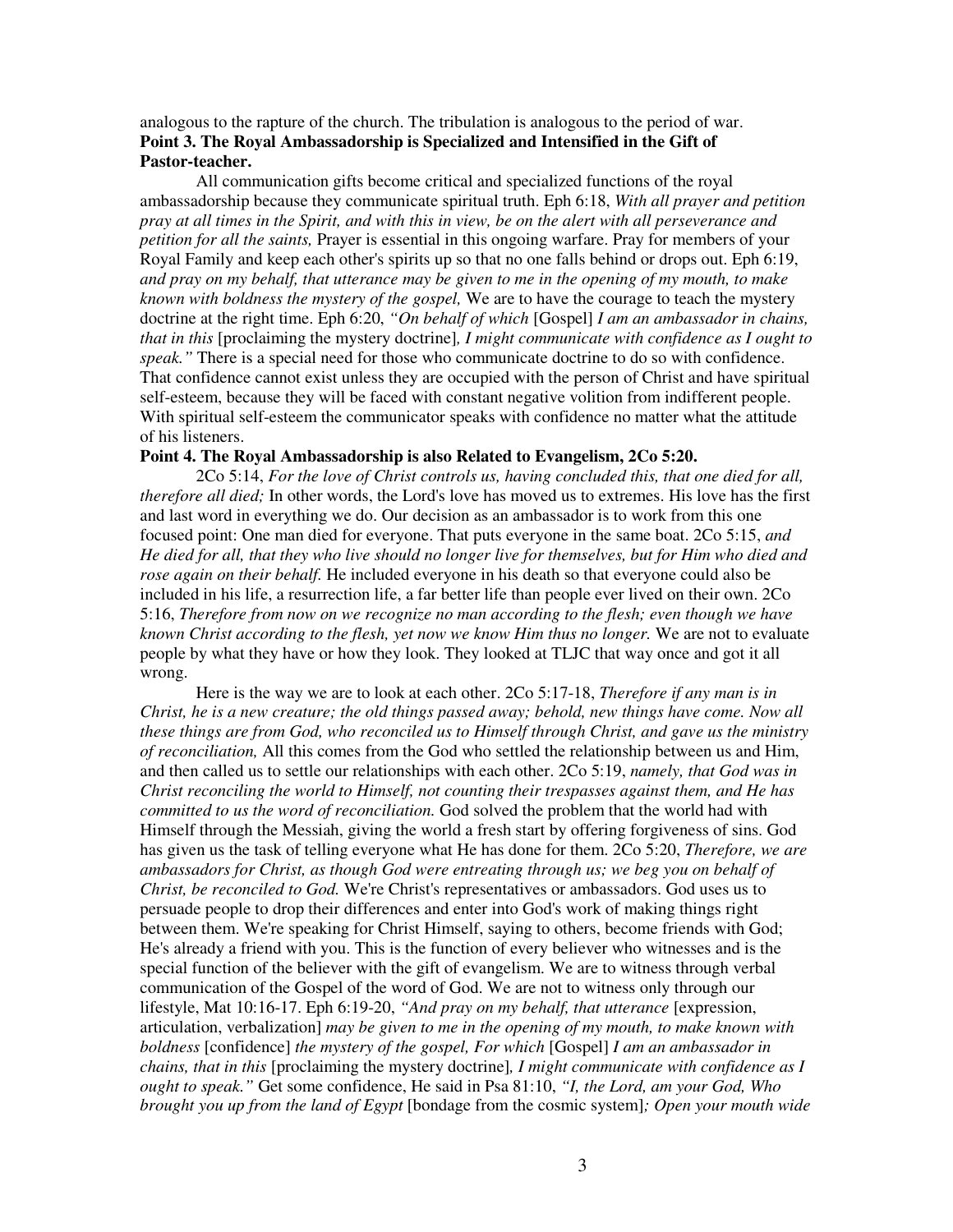analogous to the rapture of the church. The tribulation is analogous to the period of war.

**Point 3. The Royal Ambassadorship is Specialized and Intensified in the Gift of Pastor-teacher.**

All communication gifts become critical and specialized functions of the royal ambassadorship because they communicate spiritual truth. Eph 6:18, *With all prayer and petition pray at all times in the Spirit, and with this in view, be on the alert with all perseverance and petition for all the saints,* Prayer is essential in this ongoing warfare. Pray for members of your Royal Family and keep each other's spirits up so that no one falls behind or drops out. Eph 6:19, *and pray on my behalf, that utterance may be given to me in the opening of my mouth, to make known with boldness the mystery of the gospel,* We are to have the courage to teach the mystery doctrine at the right time. Eph 6:20, *"On behalf of which* [Gospel] *I am an ambassador in chains, that in this* [proclaiming the mystery doctrine]*, I might communicate with confidence as I ought to speak."* There is a special need for those who communicate doctrine to do so with confidence. That confidence cannot exist unless they are occupied with the person of Christ and have spiritual self-esteem, because they will be faced with constant negative volition from indifferent people. With spiritual self-esteem the communicator speaks with confidence no matter what the attitude of his listeners.

**Point 4. The Royal Ambassadorship is also Related to Evangelism, 2Co 5:20.**

2Co 5:14, *For the love of Christ controls us, having concluded this, that one died for all, therefore all died;* In other words, the Lord's love has moved us to extremes. His love has the first and last word in everything we do. Our decision as an ambassador is to work from this one focused point: One man died for everyone. That puts everyone in the same boat. 2Co 5:15, *and He died for all, that they who live should no longer live for themselves, but for Him who died and rose again on their behalf.* He included everyone in his death so that everyone could also be included in his life, a resurrection life, a far better life than people ever lived on their own. 2Co 5:16, *Therefore from now on we recognize no man according to the flesh; even though we have known Christ according to the flesh, yet now we know Him thus no longer.* We are not to evaluate people by what they have or how they look. They looked at TLJC that way once and got it all wrong.

Here is the way we are to look at each other. 2Co 5:17-18, *Therefore if any man is in Christ, he is a new creature; the old things passed away; behold, new things have come. Now all these things are from God, who reconciled us to Himself through Christ, and gave us the ministry of reconciliation,* All this comes from the God who settled the relationship between us and Him, and then called us to settle our relationships with each other. 2Co 5:19, *namely, that God was in Christ reconciling the world to Himself, not counting their trespasses against them, and He has committed to us the word of reconciliation.* God solved the problem that the world had with Himself through the Messiah, giving the world a fresh start by offering forgiveness of sins. God has given us the task of telling everyone what He has done for them. 2Co 5:20, *Therefore, we are ambassadors for Christ, as though God were entreating through us; we beg you on behalf of Christ, be reconciled to God.* We're Christ's representatives or ambassadors. God uses us to persuade people to drop their differences and enter into God's work of making things right between them. We're speaking for Christ Himself, saying to others, become friends with God; He's already a friend with you. This is the function of every believer who witnesses and is the special function of the believer with the gift of evangelism. We are to witness through verbal communication of the Gospel of the word of God. We are not to witness only through our lifestyle, Mat 10:16-17. Eph 6:19-20, *"And pray on my behalf, that utterance* [expression, articulation, verbalization] *may be given to me in the opening of my mouth, to make known with boldness* [confidence] *the mystery of the gospel, For which* [Gospel] *I am an ambassador in chains, that in this* [proclaiming the mystery doctrine]*, I might communicate with confidence as I ought to speak."* Get some confidence, He said in Psa 81:10, *"I, the Lord, am your God, Who brought you up from the land of Egypt* [bondage from the cosmic system]*; Open your mouth wide*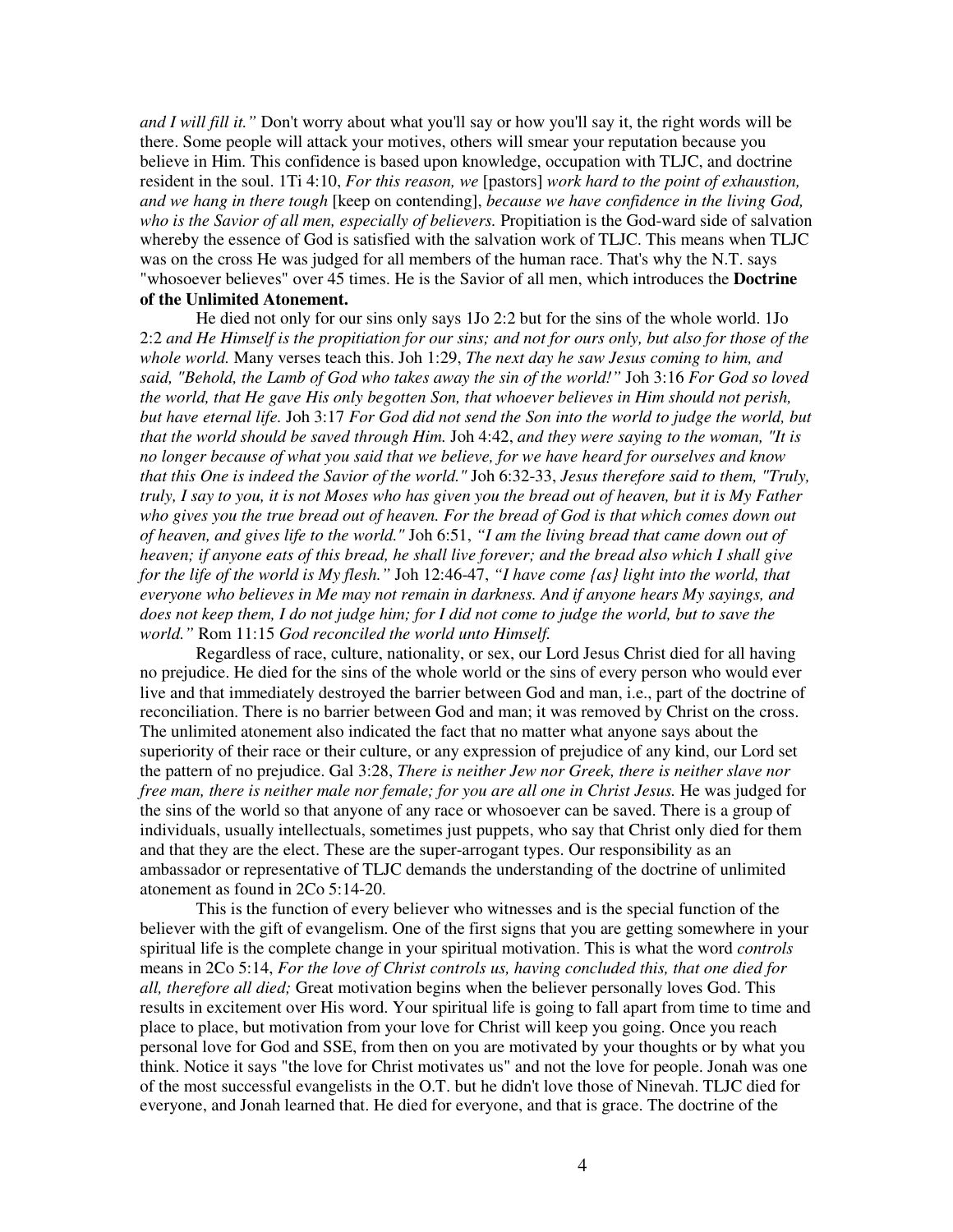*and I will fill it."* Don't worry about what you'll say or how you'll say it, the right words will be there. Some people will attack your motives, others will smear your reputation because you believe in Him. This confidence is based upon knowledge, occupation with TLJC, and doctrine resident in the soul. 1Ti 4:10, *For this reason, we* [pastors] *work hard to the point of exhaustion, and we hang in there tough* [keep on contending], *because we have confidence in the living God, who is the Savior of all men, especially of believers.* Propitiation is the God-ward side of salvation whereby the essence of God is satisfied with the salvation work of TLJC. This means when TLJC was on the cross He was judged for all members of the human race. That's why the N.T. says "whosoever believes" over 45 times. He is the Savior of all men, which introduces the **Doctrine of the Unlimited Atonement.**

He died not only for our sins only says 1Jo 2:2 but for the sins of the whole world. 1Jo 2:2 *and He Himself is the propitiation for our sins; and not for ours only, but also for those of the whole world.* Many verses teach this. Joh 1:29, *The next day he saw Jesus coming to him, and said, "Behold, the Lamb of God who takes away the sin of the world!"* Joh 3:16 *For God so loved the world, that He gave His only begotten Son, that whoever believes in Him should not perish, but have eternal life.* Joh 3:17 *For God did not send the Son into the world to judge the world, but that the world should be saved through Him.* Joh 4:42, *and they were saying to the woman, "It is no longer because of what you said that we believe, for we have heard for ourselves and know that this One is indeed the Savior of the world."* Joh 6:32-33, *Jesus therefore said to them, "Truly, truly, I say to you, it is not Moses who has given you the bread out of heaven, but it is My Father who gives you the true bread out of heaven. For the bread of God is that which comes down out of heaven, and gives life to the world."* Joh 6:51, *"I am the living bread that came down out of heaven; if anyone eats of this bread, he shall live forever; and the bread also which I shall give for the life of the world is My flesh."* Joh 12:46-47, *"I have come {as} light into the world, that everyone who believes in Me may not remain in darkness. And if anyone hears My sayings, and does not keep them, I do not judge him; for I did not come to judge the world, but to save the world."* Rom 11:15 *God reconciled the world unto Himself.*

Regardless of race, culture, nationality, or sex, our Lord Jesus Christ died for all having no prejudice. He died for the sins of the whole world or the sins of every person who would ever live and that immediately destroyed the barrier between God and man, i.e., part of the doctrine of reconciliation. There is no barrier between God and man; it was removed by Christ on the cross. The unlimited atonement also indicated the fact that no matter what anyone says about the superiority of their race or their culture, or any expression of prejudice of any kind, our Lord set the pattern of no prejudice. Gal 3:28, *There is neither Jew nor Greek, there is neither slave nor free man, there is neither male nor female; for you are all one in Christ Jesus.* He was judged for the sins of the world so that anyone of any race or whosoever can be saved. There is a group of individuals, usually intellectuals, sometimes just puppets, who say that Christ only died for them and that they are the elect. These are the super-arrogant types. Our responsibility as an ambassador or representative of TLJC demands the understanding of the doctrine of unlimited atonement as found in 2Co 5:14-20.

This is the function of every believer who witnesses and is the special function of the believer with the gift of evangelism. One of the first signs that you are getting somewhere in your spiritual life is the complete change in your spiritual motivation. This is what the word *controls* means in 2Co 5:14, *For the love of Christ controls us, having concluded this, that one died for all, therefore all died;* Great motivation begins when the believer personally loves God. This results in excitement over His word. Your spiritual life is going to fall apart from time to time and place to place, but motivation from your love for Christ will keep you going. Once you reach personal love for God and SSE, from then on you are motivated by your thoughts or by what you think. Notice it says "the love for Christ motivates us" and not the love for people. Jonah was one of the most successful evangelists in the O.T. but he didn't love those of Nineveh. TLJC died for everyone, and Jonah learned that. He died for everyone, and that is grace. The doctrine of the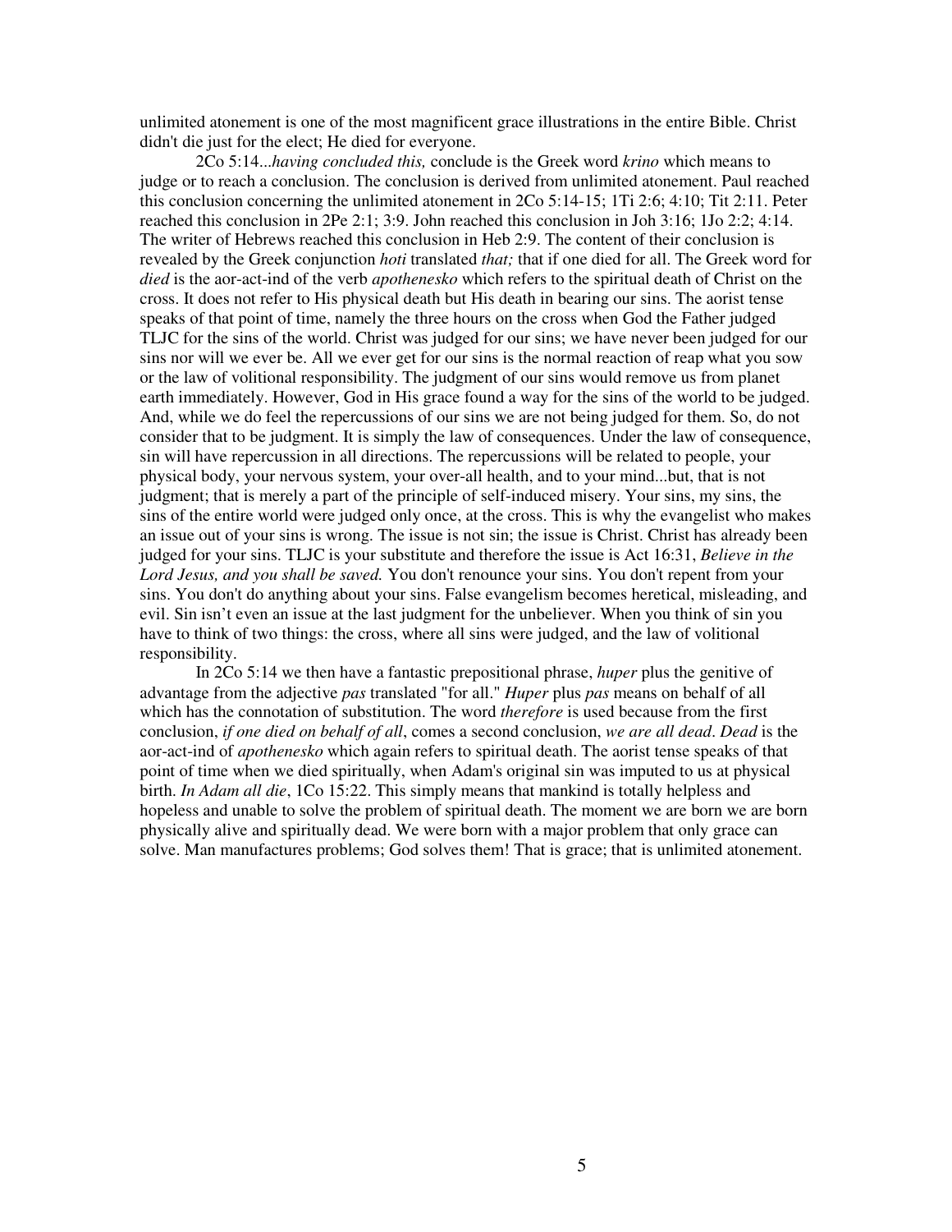unlimited atonement is one of the most magnificent grace illustrations in the entire Bible. Christ didn't die just for the elect; He died for everyone.

2Co 5:14...*having concluded this,* conclude is the Greek word *krino* which means to judge or to reach a conclusion. The conclusion is derived from unlimited atonement. Paul reached this conclusion concerning the unlimited atonement in 2Co 5:14-15; 1Ti 2:6; 4:10; Tit 2:11. Peter reached this conclusion in 2Pe 2:1; 3:9. John reached this conclusion in Joh 3:16; 1Jo 2:2; 4:14. The writer of Hebrews reached this conclusion in Heb 2:9. The content of their conclusion is revealed by the Greek conjunction *hoti* translated *that;* that if one died for all. The Greek word for *died* is the aor-act-ind of the verb *apothenesko* which refers to the spiritual death of Christ on the cross. It does not refer to His physical death but His death in bearing our sins. The aorist tense speaks of that point of time, namely the three hours on the cross when God the Father judged TLJC for the sins of the world. Christ was judged for our sins; we have never been judged for our sins nor will we ever be. All we ever get for our sins is the normal reaction of reap what you sow or the law of volitional responsibility. The judgment of our sins would remove us from planet earth immediately. However, God in His grace found a way for the sins of the world to be judged. And, while we do feel the repercussions of our sins we are not being judged for them. So, do not consider that to be judgment. It is simply the law of consequences. Under the law of consequence, sin will have repercussion in all directions. The repercussions will be related to people, your physical body, your nervous system, your over-all health, and to your mind...but, that is not judgment; that is merely a part of the principle of self-induced misery. Your sins, my sins, the sins of the entire world were judged only once, at the cross. This is why the evangelist who makes an issue out of your sins is wrong. The issue is not sin; the issue is Christ. Christ has already been judged for your sins. TLJC is your substitute and therefore the issue is Act 16:31, *Believe in the Lord Jesus, and you shall be saved.* You don't renounce your sins. You don't repent from your sins. You don't do anything about your sins. False evangelism becomes heretical, misleading, and evil. Sin isn't even an issue at the last judgment for the unbeliever. When you think of sin you have to think of two things: the cross, where all sins were judged, and the law of volitional responsibility.

In 2Co 5:14 we then have a fantastic prepositional phrase, *huper* plus the genitive of advantage from the adjective *pas* translated "for all." *Huper* plus *pas* means on behalf of all which has the connotation of substitution. The word *therefore* is used because from the first conclusion, *if one died on behalf of all*, comes a second conclusion, *we are all dead*. *Dead* is the aor-act-ind of *apothenesko* which again refers to spiritual death. The aorist tense speaks of that point of time when we died spiritually, when Adam's original sin was imputed to us at physical birth. *In Adam all die*, 1Co 15:22. This simply means that mankind is totally helpless and hopeless and unable to solve the problem of spiritual death. The moment we are born we are born physically alive and spiritually dead. We were born with a major problem that only grace can solve. Man manufactures problems; God solves them! That is grace; that is unlimited atonement.